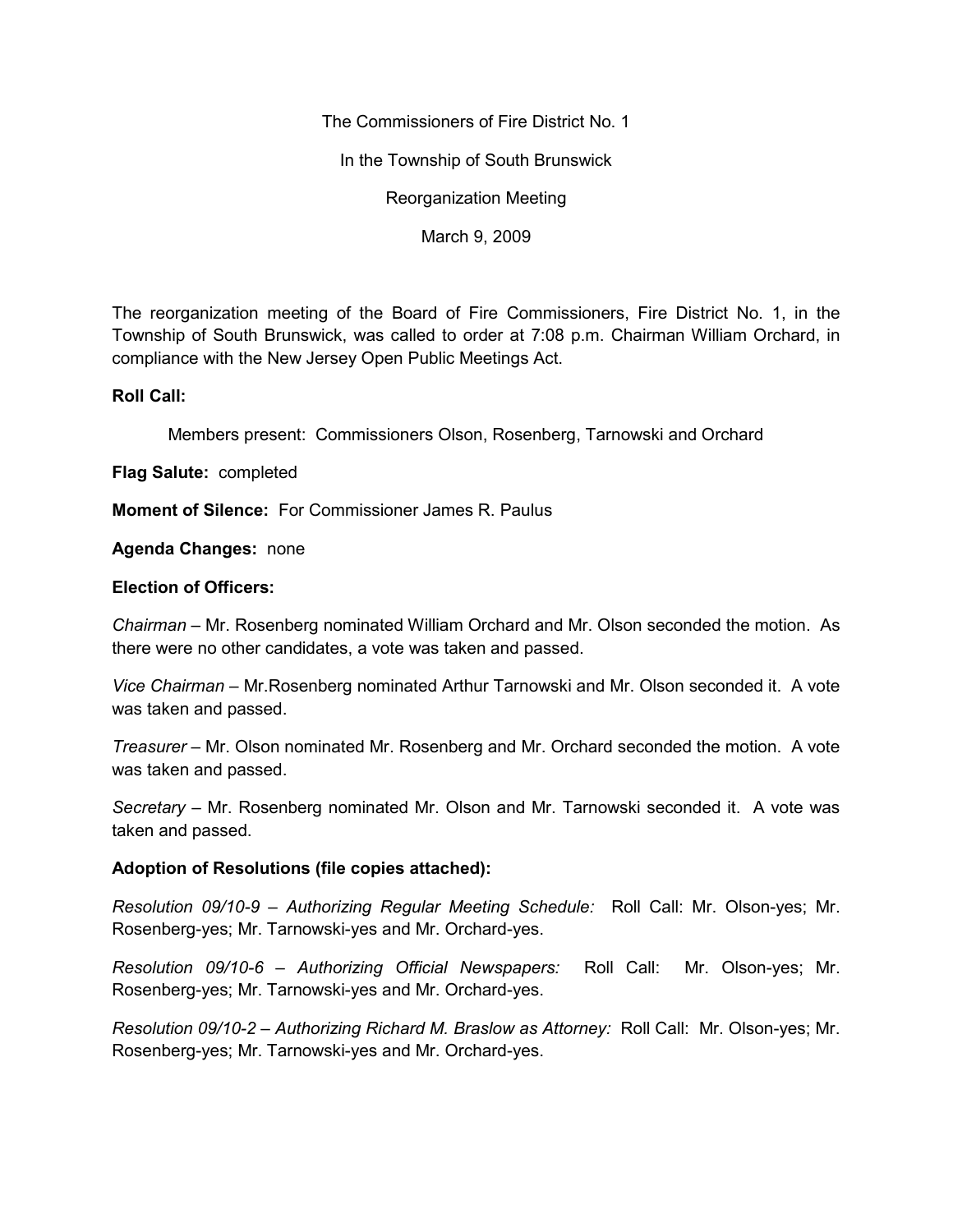The Commissioners of Fire District No. 1

In the Township of South Brunswick

Reorganization Meeting

March 9, 2009

The reorganization meeting of the Board of Fire Commissioners, Fire District No. 1, in the Township of South Brunswick, was called to order at 7:08 p.m. Chairman William Orchard, in compliance with the New Jersey Open Public Meetings Act.

**Roll Call:**

Members present: Commissioners Olson, Rosenberg, Tarnowski and Orchard

**Flag Salute:** completed

**Moment of Silence:** For Commissioner James R. Paulus

**Agenda Changes:** none

**Election of Officers:**

*Chairman* – Mr. Rosenberg nominated William Orchard and Mr. Olson seconded the motion. As there were no other candidates, a vote was taken and passed.

*Vice Chairman* – Mr.Rosenberg nominated Arthur Tarnowski and Mr. Olson seconded it. A vote was taken and passed.

*Treasurer* – Mr. Olson nominated Mr. Rosenberg and Mr. Orchard seconded the motion. A vote was taken and passed.

*Secretary* – Mr. Rosenberg nominated Mr. Olson and Mr. Tarnowski seconded it. A vote was taken and passed.

**Adoption of Resolutions (file copies attached):**

*Resolution 09/10-9 – Authorizing Regular Meeting Schedule:* Roll Call: Mr. Olson-yes; Mr. Rosenberg-yes; Mr. Tarnowski-yes and Mr. Orchard-yes.

*Resolution 09/10-6 – Authorizing Official Newspapers:* Roll Call: Mr. Olson-yes; Mr. Rosenberg-yes; Mr. Tarnowski-yes and Mr. Orchard-yes.

*Resolution 09/10-2 – Authorizing Richard M. Braslow as Attorney:* Roll Call: Mr. Olson-yes; Mr. Rosenberg-yes; Mr. Tarnowski-yes and Mr. Orchard-yes.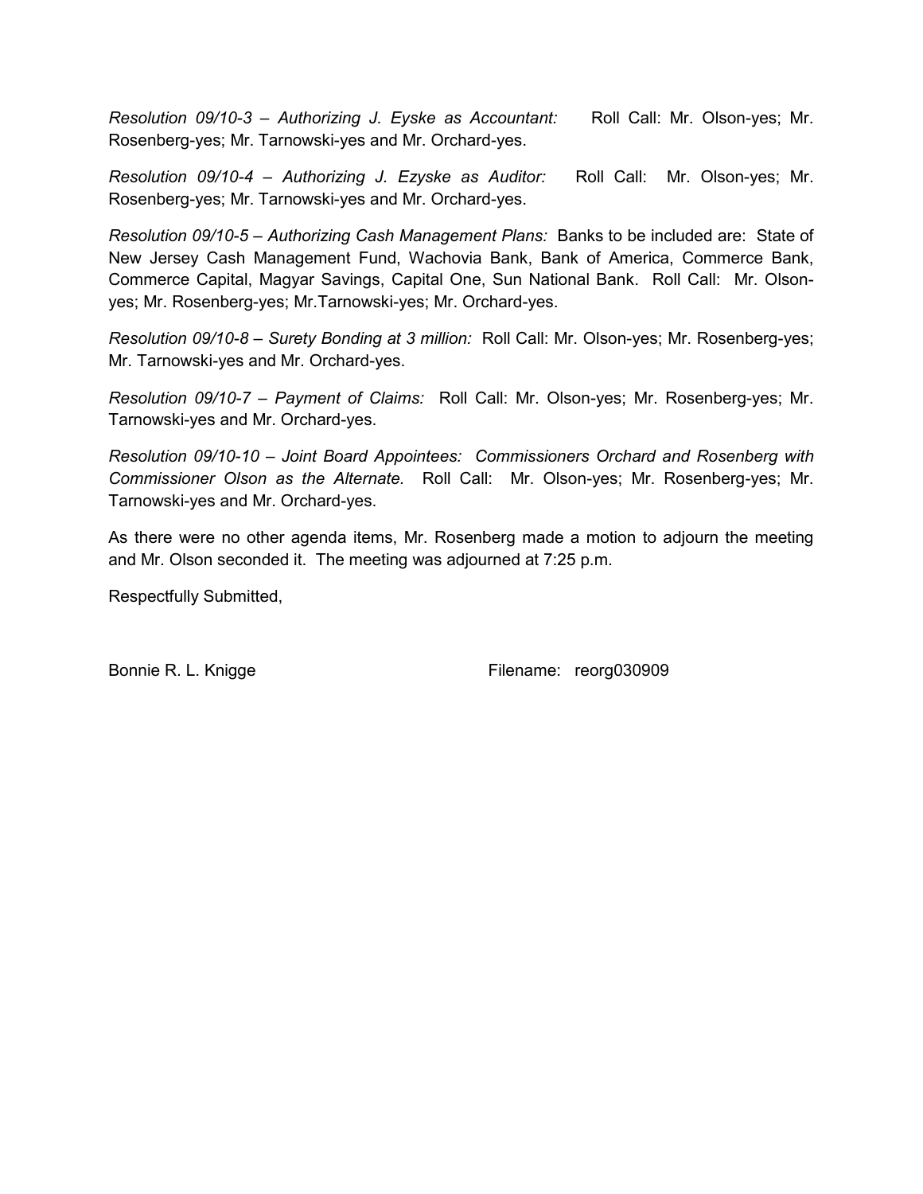*Resolution 09/10-3 – Authorizing J. Eyske as Accountant:* Roll Call: Mr. Olson-yes; Mr. Rosenberg-yes; Mr. Tarnowski-yes and Mr. Orchard-yes.

*Resolution 09/10-4 – Authorizing J. Ezyske as Auditor:* Roll Call: Mr. Olson-yes; Mr. Rosenberg-yes; Mr. Tarnowski-yes and Mr. Orchard-yes.

*Resolution 09/10-5 – Authorizing Cash Management Plans:* Banks to be included are: State of New Jersey Cash Management Fund, Wachovia Bank, Bank of America, Commerce Bank, Commerce Capital, Magyar Savings, Capital One, Sun National Bank. Roll Call: Mr. Olson-yes; Mr. Rosenberg-yes; Mr.Tarnowski-yes; Mr. Orchard-yes.

*Resolution 09/10-8 – Surety Bonding at 3 million:* Roll Call: Mr. Olson-yes; Mr. Rosenberg-yes; Mr. Tarnowski-yes and Mr. Orchard-yes.

*Resolution 09/10-7 – Payment of Claims:* Roll Call: Mr. Olson-yes; Mr. Rosenberg-yes; Mr. Tarnowski-yes and Mr. Orchard-yes.

*Resolution 09/10-10 – Joint Board Appointees: Commissioners Orchard and Rosenberg with Commissioner Olson as the Alternate.* Roll Call: Mr. Olson-yes; Mr. Rosenberg-yes; Mr. Tarnowski-yes and Mr. Orchard-yes.

As there were no other agenda items, Mr. Rosenberg made a motion to adjourn the meeting and Mr. Olson seconded it. The meeting was adjourned at 7:25 p.m.

Respectfully Submitted,

Bonnie R. L. Knigge

Filename: reorg030909